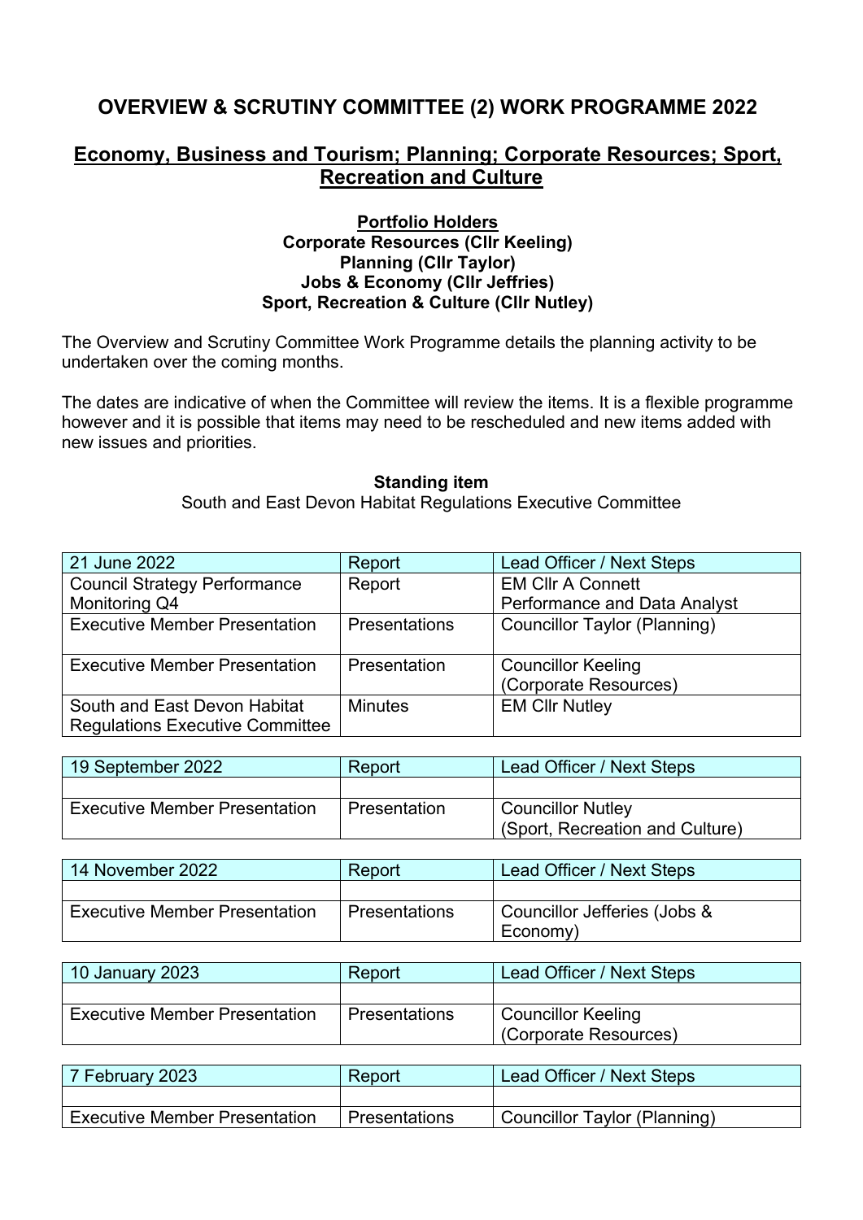# OVERVIEW & SCRUTINY COMMITTEE (2) WORK PROGRAMME 2022

## Economy, Business and Tourism; Planning; Corporate Resources; Sport, Recreation and Culture

**Portfolio Holders**
**Corporate Resources (Cllr Keeling)**
**Planning (Cllr Taylor)**
**Jobs & Economy (Cllr Jeffries)**
**Sport, Recreation & Culture (Cllr Nutley)**

The Overview and Scrutiny Committee Work Programme details the planning activity to be undertaken over the coming months.

The dates are indicative of when the Committee will review the items. It is a flexible programme however and it is possible that items may need to be rescheduled and new items added with new issues and priorities.

**Standing item**
South and East Devon Habitat Regulations Executive Committee

| 21 June 2022 | Report | Lead Officer / Next Steps |
|---|---|---|
| Council Strategy Performance Monitoring Q4 | Report | EM Cllr A Connett<br>Performance and Data Analyst |
| Executive Member Presentation | Presentations | Councillor Taylor (Planning) |
| Executive Member Presentation | Presentation | Councillor Keeling (Corporate Resources) |
| South and East Devon Habitat Regulations Executive Committee | Minutes | EM Cllr Nutley |

| 19 September 2022 | Report | Lead Officer / Next Steps |
|---|---|---|
| | | |
| Executive Member Presentation | Presentation | Councillor Nutley (Sport, Recreation and Culture) |

| 14 November 2022 | Report | Lead Officer / Next Steps |
|---|---|---|
| | | |
| Executive Member Presentation | Presentations | Councillor Jefferies (Jobs & Economy) |

| 10 January 2023 | Report | Lead Officer / Next Steps |
|---|---|---|
| | | |
| Executive Member Presentation | Presentations | Councillor Keeling (Corporate Resources) |

| 7 February 2023 | Report | Lead Officer / Next Steps |
|---|---|---|
| | | |
| Executive Member Presentation | Presentations | Councillor Taylor (Planning) |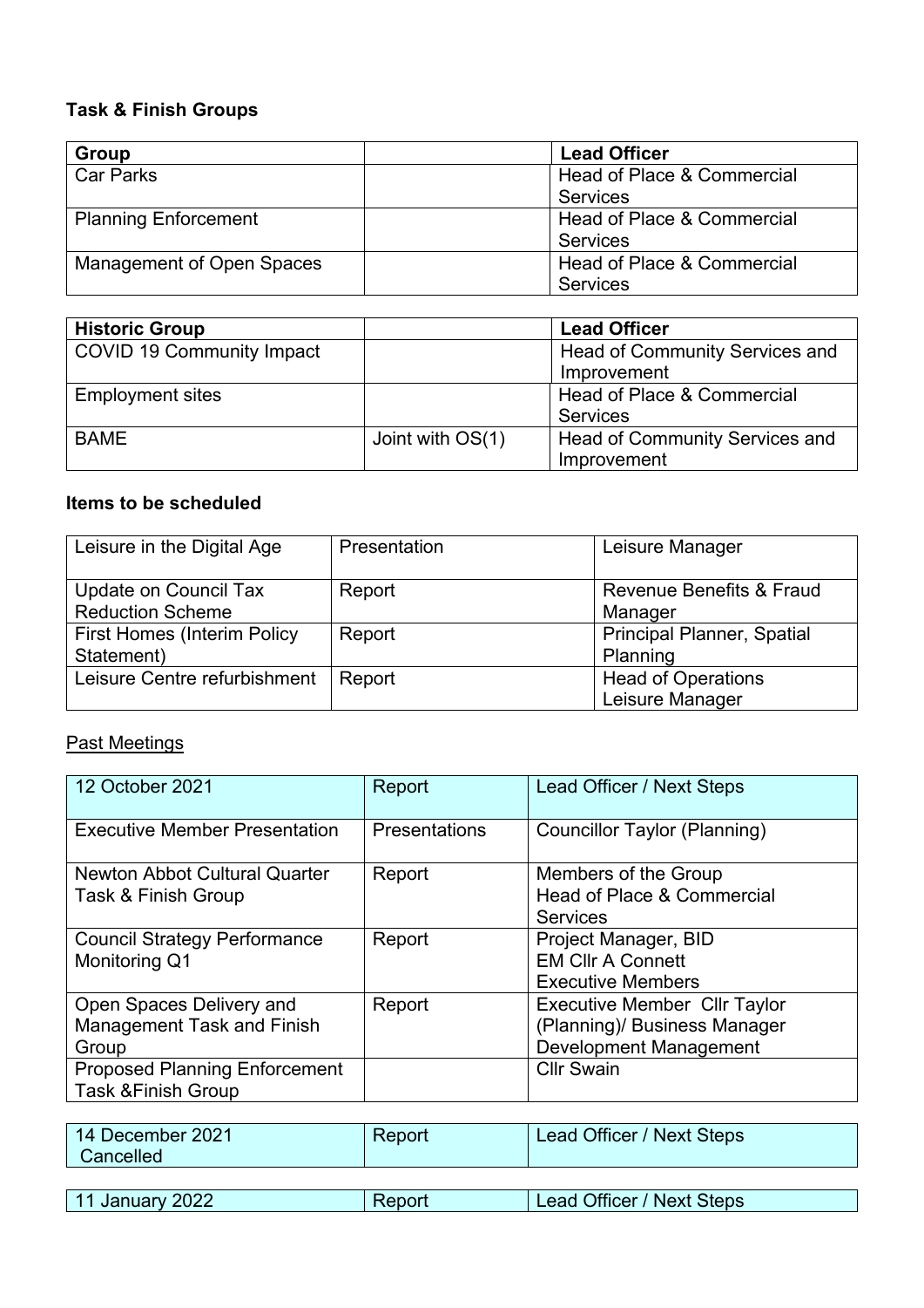**Task & Finish Groups**

| Group | | Lead Officer |
|---|---|---|
| Car Parks | | Head of Place & Commercial Services |
| Planning Enforcement | | Head of Place & Commercial Services |
| Management of Open Spaces | | Head of Place & Commercial Services |

| Historic Group | | Lead Officer |
|---|---|---|
| COVID 19 Community Impact | | Head of Community Services and Improvement |
| Employment sites | | Head of Place & Commercial Services |
| BAME | Joint with OS(1) | Head of Community Services and Improvement |

**Items to be scheduled**

| | | |
|---|---|---|
| Leisure in the Digital Age | Presentation | Leisure Manager |
| Update on Council Tax Reduction Scheme | Report | Revenue Benefits & Fraud Manager |
| First Homes (Interim Policy Statement) | Report | Principal Planner, Spatial Planning |
| Leisure Centre refurbishment | Report | Head of Operations<br>Leisure Manager |

Past Meetings

| 12 October 2021 | Report | Lead Officer / Next Steps |
|---|---|---|
| Executive Member Presentation | Presentations | Councillor Taylor (Planning) |
| Newton Abbot Cultural Quarter Task & Finish Group | Report | Members of the Group<br>Head of Place & Commercial Services |
| Council Strategy Performance Monitoring Q1 | Report | Project Manager, BID<br>EM Cllr A Connett<br>Executive Members |
| Open Spaces Delivery and Management Task and Finish Group | Report | Executive Member Cllr Taylor (Planning)/ Business Manager Development Management |
| Proposed Planning Enforcement Task &Finish Group | | Cllr Swain |

| 14 December 2021<br>Cancelled | Report | Lead Officer / Next Steps |
|---|---|---|

| 11 January 2022 | Report | Lead Officer / Next Steps |
|---|---|---|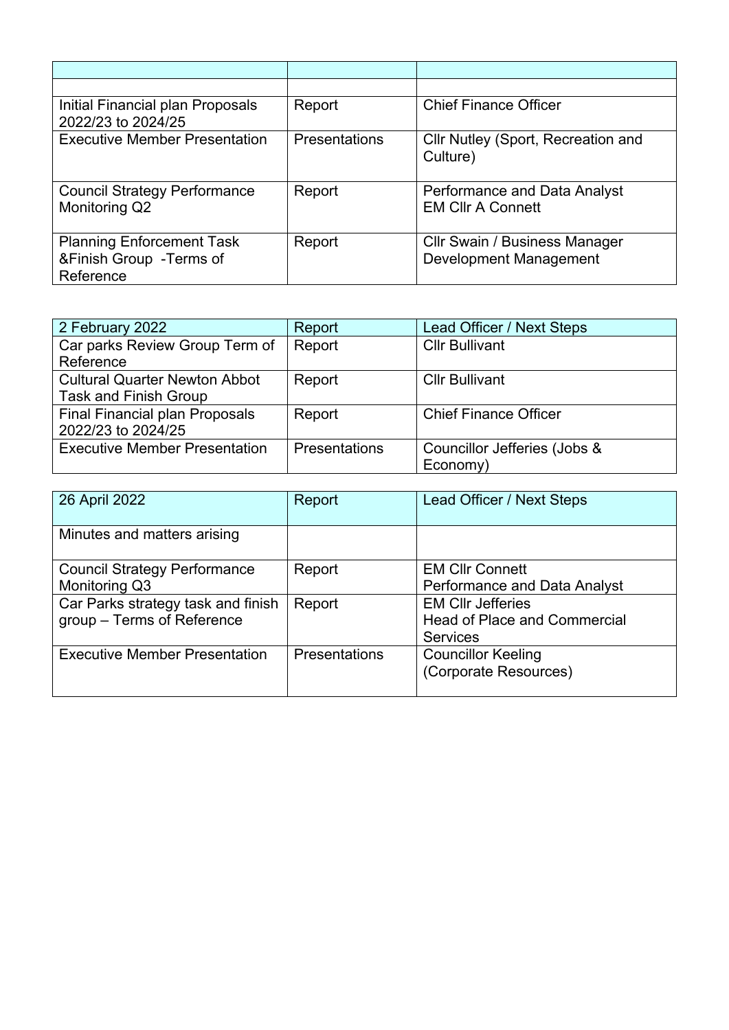| | | |
|---|---|---|
| | | |
| Initial Financial plan Proposals 2022/23 to 2024/25 | Report | Chief Finance Officer |
| Executive Member Presentation | Presentations | Cllr Nutley (Sport, Recreation and Culture) |
| Council Strategy Performance Monitoring Q2 | Report | Performance and Data Analyst EM Cllr A Connett |
| Planning Enforcement Task &Finish Group -Terms of Reference | Report | Cllr Swain / Business Manager Development Management |

| 2 February 2022 | Report | Lead Officer / Next Steps |
|---|---|---|
| Car parks Review Group Term of Reference | Report | Cllr Bullivant |
| Cultural Quarter Newton Abbot Task and Finish Group | Report | Cllr Bullivant |
| Final Financial plan Proposals 2022/23 to 2024/25 | Report | Chief Finance Officer |
| Executive Member Presentation | Presentations | Councillor Jefferies (Jobs & Economy) |

| 26 April 2022 | Report | Lead Officer / Next Steps |
|---|---|---|
| Minutes and matters arising | | |
| Council Strategy Performance Monitoring Q3 | Report | EM Cllr Connett Performance and Data Analyst |
| Car Parks strategy task and finish group – Terms of Reference | Report | EM Cllr Jefferies Head of Place and Commercial Services |
| Executive Member Presentation | Presentations | Councillor Keeling (Corporate Resources) |